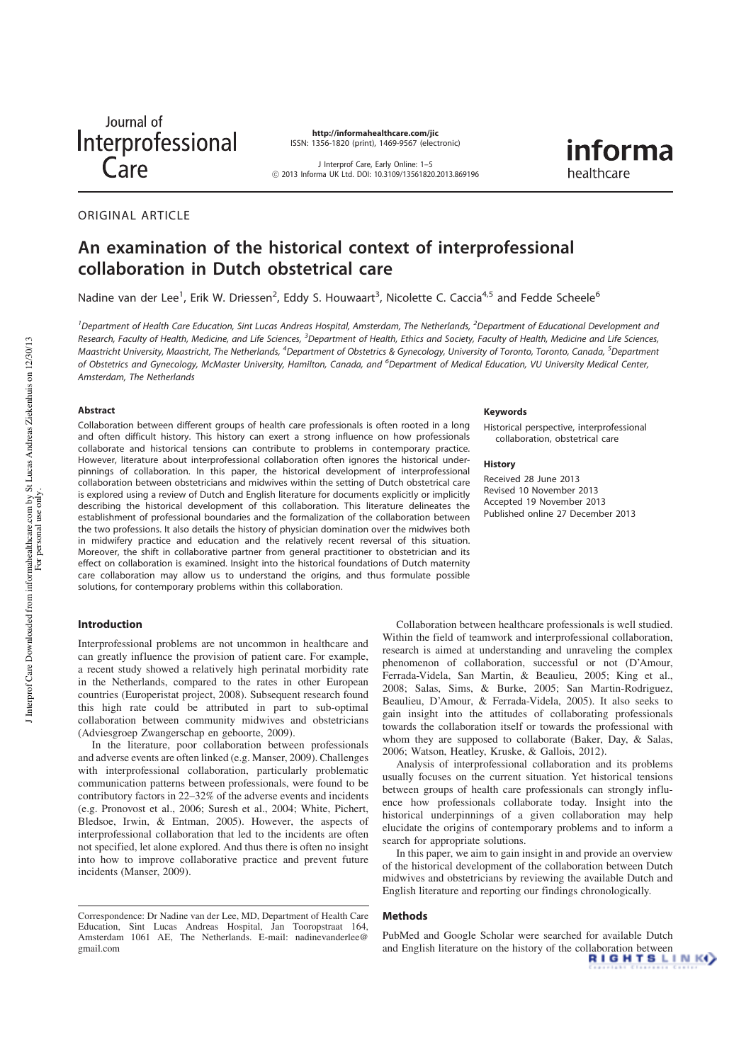ORIGINAL ARTICLE

# An examination of the historical context of interprofessional collaboration in Dutch obstetrical care

Nadine van der Lee[1], Erik W. Driessen[2], Eddy S. Houwaart[3], Nicolette C. Caccia[4,5] and Fedde Scheele[6]

[1]Department of Health Care Education, Sint Lucas Andreas Hospital, Amsterdam, The Netherlands, [2]Department of Educational Development and Research, Faculty of Health, Medicine, and Life Sciences, [3]Department of Health, Ethics and Society, Faculty of Health, Medicine and Life Sciences, Maastricht University, Maastricht, The Netherlands, [4]Department of Obstetrics & Gynecology, University of Toronto, Toronto, Canada, [5]Department of Obstetrics and Gynecology, McMaster University, Hamilton, Canada, and [6]Department of Medical Education, VU University Medical Center, Amsterdam, The Netherlands

### Abstract

Collaboration between different groups of health care professionals is often rooted in a long and often difficult history. This history can exert a strong influence on how professionals collaborate and historical tensions can contribute to problems in contemporary practice. However, literature about interprofessional collaboration often ignores the historical underpinnings of collaboration. In this paper, the historical development of interprofessional collaboration between obstetricians and midwives within the setting of Dutch obstetrical care is explored using a review of Dutch and English literature for documents explicitly or implicitly describing the historical development of this collaboration. This literature delineates the establishment of professional boundaries and the formalization of the collaboration between the two professions. It also details the history of physician domination over the midwives both in midwifery practice and education and the relatively recent reversal of this situation. Moreover, the shift in collaborative partner from general practitioner to obstetrician and its effect on collaboration is examined. Insight into the historical foundations of Dutch maternity care collaboration may allow us to understand the origins, and thus formulate possible solutions, for contemporary problems within this collaboration.

### Keywords

Historical perspective, interprofessional collaboration, obstetrical care

### History

Received 28 June 2013
Revised 10 November 2013
Accepted 19 November 2013
Published online 27 December 2013

## Introduction

Interprofessional problems are not uncommon in healthcare and can greatly influence the provision of patient care. For example, a recent study showed a relatively high perinatal morbidity rate in the Netherlands, compared to the rates in other European countries (Europeristat project, 2008). Subsequent research found this high rate could be attributed in part to sub-optimal collaboration between community midwives and obstetricians (Adviesgroep Zwangerschap en geboorte, 2009).

In the literature, poor collaboration between professionals and adverse events are often linked (e.g. Manser, 2009). Challenges with interprofessional collaboration, particularly problematic communication patterns between professionals, were found to be contributory factors in 22–32% of the adverse events and incidents (e.g. Pronovost et al., 2006; Suresh et al., 2004; White, Pichert, Bledsoe, Irwin, & Entman, 2005). However, the aspects of interprofessional collaboration that led to the incidents are often not specified, let alone explored. And thus there is often no insight into how to improve collaborative practice and prevent future incidents (Manser, 2009).

Collaboration between healthcare professionals is well studied. Within the field of teamwork and interprofessional collaboration, research is aimed at understanding and unraveling the complex phenomenon of collaboration, successful or not (D'Amour, Ferrada-Videla, San Martin, & Beaulieu, 2005; King et al., 2008; Salas, Sims, & Burke, 2005; San Martin-Rodriguez, Beaulieu, D'Amour, & Ferrada-Videla, 2005). It also seeks to gain insight into the attitudes of collaborating professionals towards the collaboration itself or towards the professional with whom they are supposed to collaborate (Baker, Day, & Salas, 2006; Watson, Heatley, Kruske, & Gallois, 2012).

Analysis of interprofessional collaboration and its problems usually focuses on the current situation. Yet historical tensions between groups of health care professionals can strongly influence how professionals collaborate today. Insight into the historical underpinnings of a given collaboration may help elucidate the origins of contemporary problems and to inform a search for appropriate solutions.

In this paper, we aim to gain insight in and provide an overview of the historical development of the collaboration between Dutch midwives and obstetricians by reviewing the available Dutch and English literature and reporting our findings chronologically.

## Methods

PubMed and Google Scholar were searched for available Dutch and English literature on the history of the collaboration between

Correspondence: Dr Nadine van der Lee, MD, Department of Health Care Education, Sint Lucas Andreas Hospital, Jan Tooropstraat 164, Amsterdam 1061 AE, The Netherlands. E-mail: nadinevanderlee@gmail.com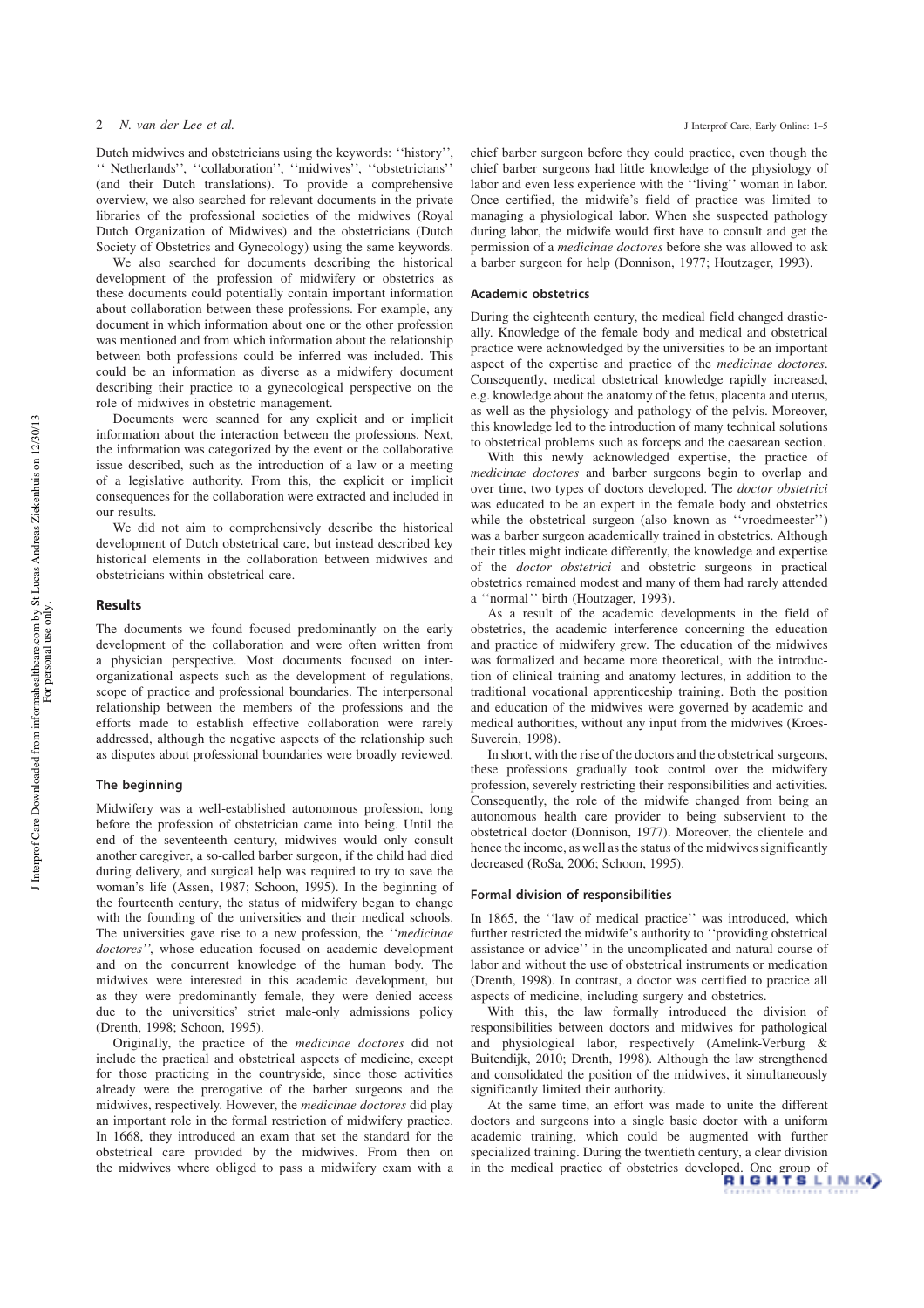Dutch midwives and obstetricians using the keywords: ''history'', '' Netherlands'', ''collaboration'', ''midwives'', ''obstetricians'' (and their Dutch translations). To provide a comprehensive overview, we also searched for relevant documents in the private libraries of the professional societies of the midwives (Royal Dutch Organization of Midwives) and the obstetricians (Dutch Society of Obstetrics and Gynecology) using the same keywords.

We also searched for documents describing the historical development of the profession of midwifery or obstetrics as these documents could potentially contain important information about collaboration between these professions. For example, any document in which information about one or the other profession was mentioned and from which information about the relationship between both professions could be inferred was included. This could be an information as diverse as a midwifery document describing their practice to a gynecological perspective on the role of midwives in obstetric management.

Documents were scanned for any explicit and or implicit information about the interaction between the professions. Next, the information was categorized by the event or the collaborative issue described, such as the introduction of a law or a meeting of a legislative authority. From this, the explicit or implicit consequences for the collaboration were extracted and included in our results.

We did not aim to comprehensively describe the historical development of Dutch obstetrical care, but instead described key historical elements in the collaboration between midwives and obstetricians within obstetrical care.

## Results

The documents we found focused predominantly on the early development of the collaboration and were often written from a physician perspective. Most documents focused on inter-organizational aspects such as the development of regulations, scope of practice and professional boundaries. The interpersonal relationship between the members of the professions and the efforts made to establish effective collaboration were rarely addressed, although the negative aspects of the relationship such as disputes about professional boundaries were broadly reviewed.

### The beginning

Midwifery was a well-established autonomous profession, long before the profession of obstetrician came into being. Until the end of the seventeenth century, midwives would only consult another caregiver, a so-called barber surgeon, if the child had died during delivery, and surgical help was required to try to save the woman's life (Assen, 1987; Schoon, 1995). In the beginning of the fourteenth century, the status of midwifery began to change with the founding of the universities and their medical schools. The universities gave rise to a new profession, the ''*medicinae doctores''*, whose education focused on academic development and on the concurrent knowledge of the human body. The midwives were interested in this academic development, but as they were predominantly female, they were denied access due to the universities' strict male-only admissions policy (Drenth, 1998; Schoon, 1995).

Originally, the practice of the *medicinae doctores* did not include the practical and obstetrical aspects of medicine, except for those practicing in the countryside, since those activities already were the prerogative of the barber surgeons and the midwives, respectively. However, the *medicinae doctores* did play an important role in the formal restriction of midwifery practice. In 1668, they introduced an exam that set the standard for the obstetrical care provided by the midwives. From then on the midwives where obliged to pass a midwifery exam with a chief barber surgeon before they could practice, even though the chief barber surgeons had little knowledge of the physiology of labor and even less experience with the ''living'' woman in labor. Once certified, the midwife's field of practice was limited to managing a physiological labor. When she suspected pathology during labor, the midwife would first have to consult and get the permission of a *medicinae doctores* before she was allowed to ask a barber surgeon for help (Donnison, 1977; Houtzager, 1993).

### Academic obstetrics

During the eighteenth century, the medical field changed drastically. Knowledge of the female body and medical and obstetrical practice were acknowledged by the universities to be an important aspect of the expertise and practice of the *medicinae doctores*. Consequently, medical obstetrical knowledge rapidly increased, e.g. knowledge about the anatomy of the fetus, placenta and uterus, as well as the physiology and pathology of the pelvis. Moreover, this knowledge led to the introduction of many technical solutions to obstetrical problems such as forceps and the caesarean section.

With this newly acknowledged expertise, the practice of *medicinae doctores* and barber surgeons begin to overlap and over time, two types of doctors developed. The *doctor obstetrici* was educated to be an expert in the female body and obstetrics while the obstetrical surgeon (also known as ''vroedmeester'') was a barber surgeon academically trained in obstetrics. Although their titles might indicate differently, the knowledge and expertise of the *doctor obstetrici* and obstetric surgeons in practical obstetrics remained modest and many of them had rarely attended a ''normal'' birth (Houtzager, 1993).

As a result of the academic developments in the field of obstetrics, the academic interference concerning the education and practice of midwifery grew. The education of the midwives was formalized and became more theoretical, with the introduction of clinical training and anatomy lectures, in addition to the traditional vocational apprenticeship training. Both the position and education of the midwives were governed by academic and medical authorities, without any input from the midwives (Kroes-Suverein, 1998).

In short, with the rise of the doctors and the obstetrical surgeons, these professions gradually took control over the midwifery profession, severely restricting their responsibilities and activities. Consequently, the role of the midwife changed from being an autonomous health care provider to being subservient to the obstetrical doctor (Donnison, 1977). Moreover, the clientele and hence the income, as well as the status of the midwives significantly decreased (RoSa, 2006; Schoon, 1995).

### Formal division of responsibilities

In 1865, the ''law of medical practice'' was introduced, which further restricted the midwife's authority to ''providing obstetrical assistance or advice'' in the uncomplicated and natural course of labor and without the use of obstetrical instruments or medication (Drenth, 1998). In contrast, a doctor was certified to practice all aspects of medicine, including surgery and obstetrics.

With this, the law formally introduced the division of responsibilities between doctors and midwives for pathological and physiological labor, respectively (Amelink-Verburg & Buitendijk, 2010; Drenth, 1998). Although the law strengthened and consolidated the position of the midwives, it simultaneously significantly limited their authority.

At the same time, an effort was made to unite the different doctors and surgeons into a single basic doctor with a uniform academic training, which could be augmented with further specialized training. During the twentieth century, a clear division in the medical practice of obstetrics developed. One group of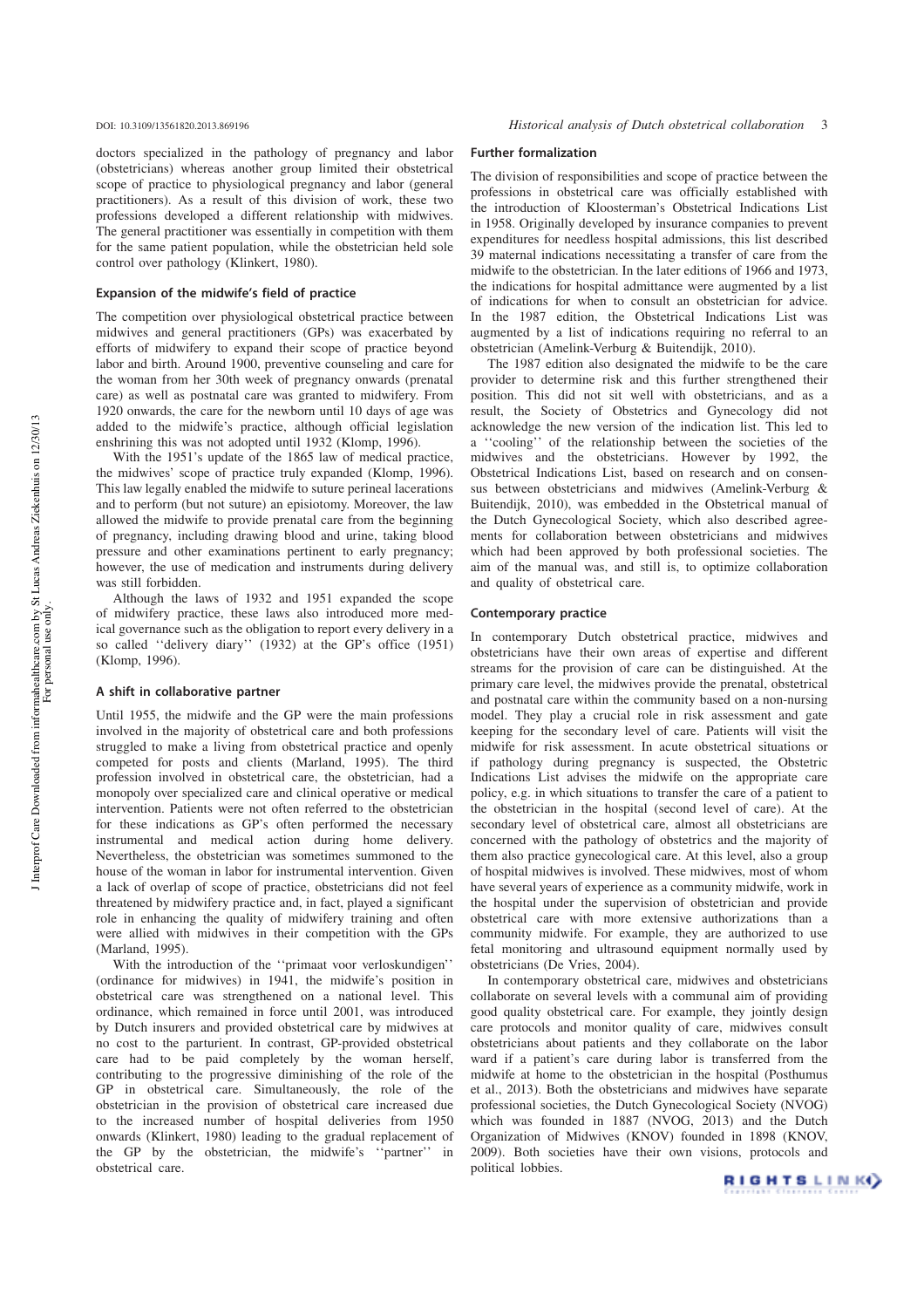doctors specialized in the pathology of pregnancy and labor (obstetricians) whereas another group limited their obstetrical scope of practice to physiological pregnancy and labor (general practitioners). As a result of this division of work, these two professions developed a different relationship with midwives. The general practitioner was essentially in competition with them for the same patient population, while the obstetrician held sole control over pathology (Klinkert, 1980).

### Expansion of the midwife's field of practice

The competition over physiological obstetrical practice between midwives and general practitioners (GPs) was exacerbated by efforts of midwifery to expand their scope of practice beyond labor and birth. Around 1900, preventive counseling and care for the woman from her 30th week of pregnancy onwards (prenatal care) as well as postnatal care was granted to midwifery. From 1920 onwards, the care for the newborn until 10 days of age was added to the midwife's practice, although official legislation enshrining this was not adopted until 1932 (Klomp, 1996).

With the 1951's update of the 1865 law of medical practice, the midwives' scope of practice truly expanded (Klomp, 1996). This law legally enabled the midwife to suture perineal lacerations and to perform (but not suture) an episiotomy. Moreover, the law allowed the midwife to provide prenatal care from the beginning of pregnancy, including drawing blood and urine, taking blood pressure and other examinations pertinent to early pregnancy; however, the use of medication and instruments during delivery was still forbidden.

Although the laws of 1932 and 1951 expanded the scope of midwifery practice, these laws also introduced more medical governance such as the obligation to report every delivery in a so called ''delivery diary'' (1932) at the GP's office (1951) (Klomp, 1996).

### A shift in collaborative partner

Until 1955, the midwife and the GP were the main professions involved in the majority of obstetrical care and both professions struggled to make a living from obstetrical practice and openly competed for posts and clients (Marland, 1995). The third profession involved in obstetrical care, the obstetrician, had a monopoly over specialized care and clinical operative or medical intervention. Patients were not often referred to the obstetrician for these indications as GP's often performed the necessary instrumental and medical action during home delivery. Nevertheless, the obstetrician was sometimes summoned to the house of the woman in labor for instrumental intervention. Given a lack of overlap of scope of practice, obstetricians did not feel threatened by midwifery practice and, in fact, played a significant role in enhancing the quality of midwifery training and often were allied with midwives in their competition with the GPs (Marland, 1995).

With the introduction of the ''primaat voor verloskundigen'' (ordinance for midwives) in 1941, the midwife's position in obstetrical care was strengthened on a national level. This ordinance, which remained in force until 2001, was introduced by Dutch insurers and provided obstetrical care by midwives at no cost to the parturient. In contrast, GP-provided obstetrical care had to be paid completely by the woman herself, contributing to the progressive diminishing of the role of the GP in obstetrical care. Simultaneously, the role of the obstetrician in the provision of obstetrical care increased due to the increased number of hospital deliveries from 1950 onwards (Klinkert, 1980) leading to the gradual replacement of the GP by the obstetrician, the midwife's ''partner'' in obstetrical care.

### Further formalization

The division of responsibilities and scope of practice between the professions in obstetrical care was officially established with the introduction of Kloosterman's Obstetrical Indications List in 1958. Originally developed by insurance companies to prevent expenditures for needless hospital admissions, this list described 39 maternal indications necessitating a transfer of care from the midwife to the obstetrician. In the later editions of 1966 and 1973, the indications for hospital admittance were augmented by a list of indications for when to consult an obstetrician for advice. In the 1987 edition, the Obstetrical Indications List was augmented by a list of indications requiring no referral to an obstetrician (Amelink-Verburg & Buitendijk, 2010).

The 1987 edition also designated the midwife to be the care provider to determine risk and this further strengthened their position. This did not sit well with obstetricians, and as a result, the Society of Obstetrics and Gynecology did not acknowledge the new version of the indication list. This led to a ''cooling'' of the relationship between the societies of the midwives and the obstetricians. However by 1992, the Obstetrical Indications List, based on research and on consensus between obstetricians and midwives (Amelink-Verburg & Buitendijk, 2010), was embedded in the Obstetrical manual of the Dutch Gynecological Society, which also described agreements for collaboration between obstetricians and midwives which had been approved by both professional societies. The aim of the manual was, and still is, to optimize collaboration and quality of obstetrical care.

### Contemporary practice

In contemporary Dutch obstetrical practice, midwives and obstetricians have their own areas of expertise and different streams for the provision of care can be distinguished. At the primary care level, the midwives provide the prenatal, obstetrical and postnatal care within the community based on a non-nursing model. They play a crucial role in risk assessment and gate keeping for the secondary level of care. Patients will visit the midwife for risk assessment. In acute obstetrical situations or if pathology during pregnancy is suspected, the Obstetric Indications List advises the midwife on the appropriate care policy, e.g. in which situations to transfer the care of a patient to the obstetrician in the hospital (second level of care). At the secondary level of obstetrical care, almost all obstetricians are concerned with the pathology of obstetrics and the majority of them also practice gynecological care. At this level, also a group of hospital midwives is involved. These midwives, most of whom have several years of experience as a community midwife, work in the hospital under the supervision of obstetrician and provide obstetrical care with more extensive authorizations than a community midwife. For example, they are authorized to use fetal monitoring and ultrasound equipment normally used by obstetricians (De Vries, 2004).

In contemporary obstetrical care, midwives and obstetricians collaborate on several levels with a communal aim of providing good quality obstetrical care. For example, they jointly design care protocols and monitor quality of care, midwives consult obstetricians about patients and they collaborate on the labor ward if a patient's care during labor is transferred from the midwife at home to the obstetrician in the hospital (Posthumus et al., 2013). Both the obstetricians and midwives have separate professional societies, the Dutch Gynecological Society (NVOG) which was founded in 1887 (NVOG, 2013) and the Dutch Organization of Midwives (KNOV) founded in 1898 (KNOV, 2009). Both societies have their own visions, protocols and political lobbies.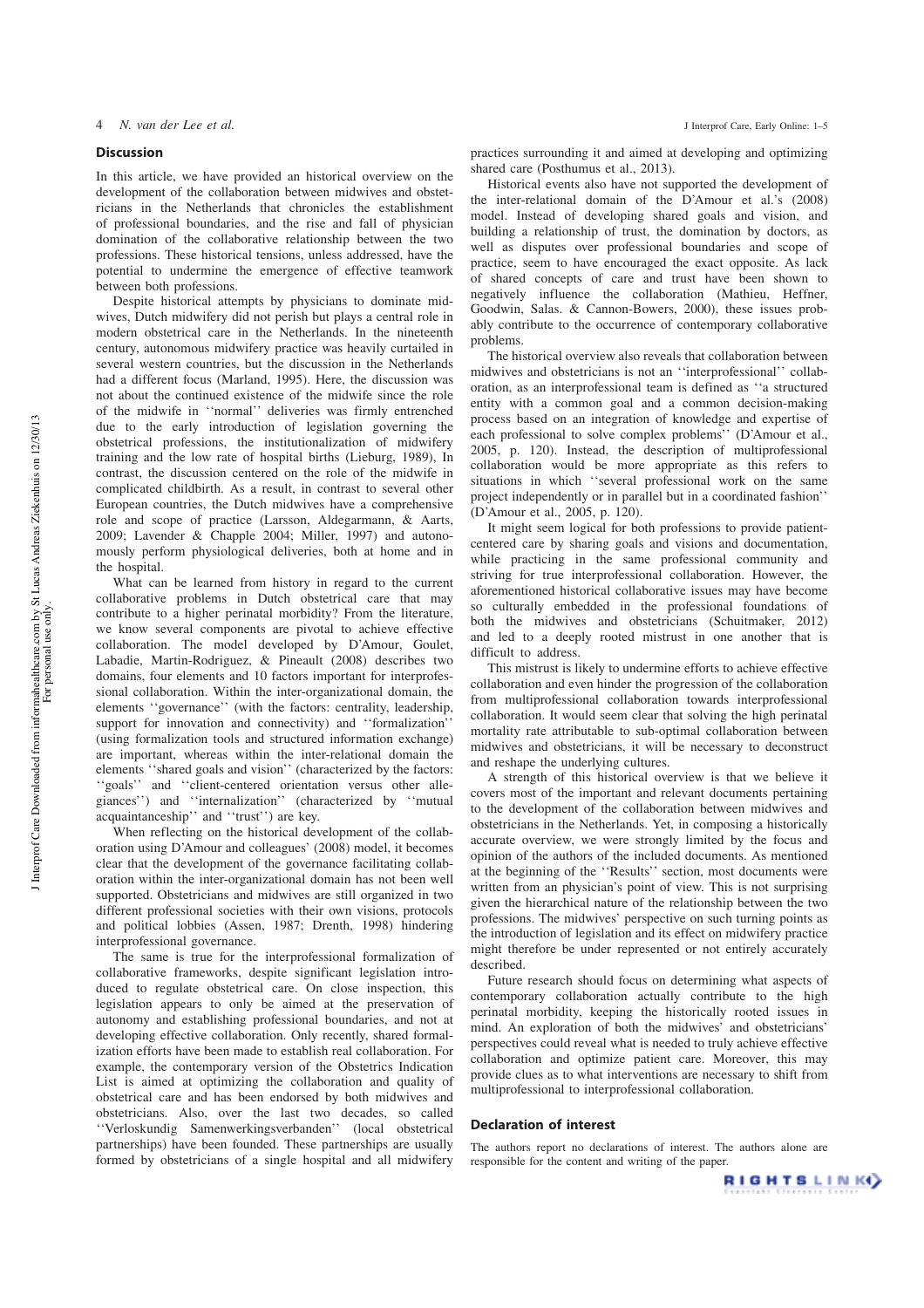## Discussion

In this article, we have provided an historical overview on the development of the collaboration between midwives and obstetricians in the Netherlands that chronicles the establishment of professional boundaries, and the rise and fall of physician domination of the collaborative relationship between the two professions. These historical tensions, unless addressed, have the potential to undermine the emergence of effective teamwork between both professions.

Despite historical attempts by physicians to dominate midwives, Dutch midwifery did not perish but plays a central role in modern obstetrical care in the Netherlands. In the nineteenth century, autonomous midwifery practice was heavily curtailed in several western countries, but the discussion in the Netherlands had a different focus (Marland, 1995). Here, the discussion was not about the continued existence of the midwife since the role of the midwife in ''normal'' deliveries was firmly entrenched due to the early introduction of legislation governing the obstetrical professions, the institutionalization of midwifery training and the low rate of hospital births (Lieburg, 1989), In contrast, the discussion centered on the role of the midwife in complicated childbirth. As a result, in contrast to several other European countries, the Dutch midwives have a comprehensive role and scope of practice (Larsson, Aldegarmann, & Aarts, 2009; Lavender & Chapple 2004; Miller, 1997) and autonomously perform physiological deliveries, both at home and in the hospital.

What can be learned from history in regard to the current collaborative problems in Dutch obstetrical care that may contribute to a higher perinatal morbidity? From the literature, we know several components are pivotal to achieve effective collaboration. The model developed by D'Amour, Goulet, Labadie, Martin-Rodriguez, & Pineault (2008) describes two domains, four elements and 10 factors important for interprofessional collaboration. Within the inter-organizational domain, the elements ''governance'' (with the factors: centrality, leadership, support for innovation and connectivity) and ''formalization'' (using formalization tools and structured information exchange) are important, whereas within the inter-relational domain the elements ''shared goals and vision'' (characterized by the factors: ''goals'' and ''client-centered orientation versus other allegiances'') and ''internalization'' (characterized by ''mutual acquaintanceship'' and ''trust'') are key.

When reflecting on the historical development of the collaboration using D'Amour and colleagues' (2008) model, it becomes clear that the development of the governance facilitating collaboration within the inter-organizational domain has not been well supported. Obstetricians and midwives are still organized in two different professional societies with their own visions, protocols and political lobbies (Assen, 1987; Drenth, 1998) hindering interprofessional governance.

The same is true for the interprofessional formalization of collaborative frameworks, despite significant legislation introduced to regulate obstetrical care. On close inspection, this legislation appears to only be aimed at the preservation of autonomy and establishing professional boundaries, and not at developing effective collaboration. Only recently, shared formalization efforts have been made to establish real collaboration. For example, the contemporary version of the Obstetrics Indication List is aimed at optimizing the collaboration and quality of obstetrical care and has been endorsed by both midwives and obstetricians. Also, over the last two decades, so called ''Verloskundig Samenwerkingsverbanden'' (local obstetrical partnerships) have been founded. These partnerships are usually formed by obstetricians of a single hospital and all midwifery practices surrounding it and aimed at developing and optimizing shared care (Posthumus et al., 2013).

Historical events also have not supported the development of the inter-relational domain of the D'Amour et al.'s (2008) model. Instead of developing shared goals and vision, and building a relationship of trust, the domination by doctors, as well as disputes over professional boundaries and scope of practice, seem to have encouraged the exact opposite. As lack of shared concepts of care and trust have been shown to negatively influence the collaboration (Mathieu, Heffner, Goodwin, Salas. & Cannon-Bowers, 2000), these issues probably contribute to the occurrence of contemporary collaborative problems.

The historical overview also reveals that collaboration between midwives and obstetricians is not an ''interprofessional'' collaboration, as an interprofessional team is defined as ''a structured entity with a common goal and a common decision-making process based on an integration of knowledge and expertise of each professional to solve complex problems'' (D'Amour et al., 2005, p. 120). Instead, the description of multiprofessional collaboration would be more appropriate as this refers to situations in which ''several professional work on the same project independently or in parallel but in a coordinated fashion'' (D'Amour et al., 2005, p. 120).

It might seem logical for both professions to provide patient-centered care by sharing goals and visions and documentation, while practicing in the same professional community and striving for true interprofessional collaboration. However, the aforementioned historical collaborative issues may have become so culturally embedded in the professional foundations of both the midwives and obstetricians (Schuitmaker, 2012) and led to a deeply rooted mistrust in one another that is difficult to address.

This mistrust is likely to undermine efforts to achieve effective collaboration and even hinder the progression of the collaboration from multiprofessional collaboration towards interprofessional collaboration. It would seem clear that solving the high perinatal mortality rate attributable to sub-optimal collaboration between midwives and obstetricians, it will be necessary to deconstruct and reshape the underlying cultures.

A strength of this historical overview is that we believe it covers most of the important and relevant documents pertaining to the development of the collaboration between midwives and obstetricians in the Netherlands. Yet, in composing a historically accurate overview, we were strongly limited by the focus and opinion of the authors of the included documents. As mentioned at the beginning of the ''Results'' section, most documents were written from an physician's point of view. This is not surprising given the hierarchical nature of the relationship between the two professions. The midwives' perspective on such turning points as the introduction of legislation and its effect on midwifery practice might therefore be under represented or not entirely accurately described.

Future research should focus on determining what aspects of contemporary collaboration actually contribute to the high perinatal morbidity, keeping the historically rooted issues in mind. An exploration of both the midwives' and obstetricians' perspectives could reveal what is needed to truly achieve effective collaboration and optimize patient care. Moreover, this may provide clues as to what interventions are necessary to shift from multiprofessional to interprofessional collaboration.

## Declaration of interest

The authors report no declarations of interest. The authors alone are responsible for the content and writing of the paper.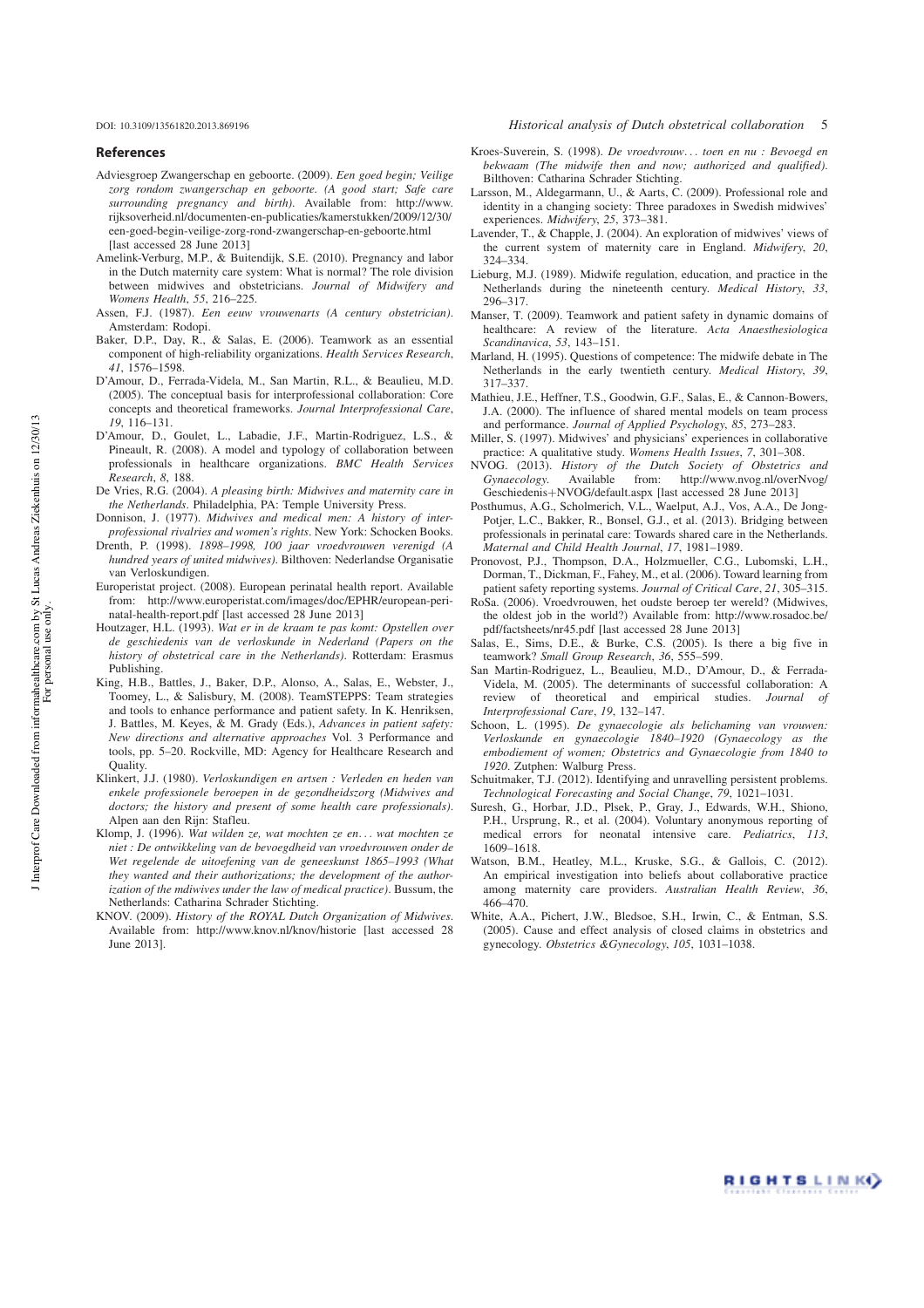## References

Adviesgroep Zwangerschap en geboorte. (2009). *Een goed begin; Veilige zorg rondom zwangerschap en geboorte. (A good start; Safe care surrounding pregnancy and birth).* Available from: http://www.rijksoverheid.nl/documenten-en-publicaties/kamerstukken/2009/12/30/een-goed-begin-veilige-zorg-rond-zwangerschap-en-geboorte.html [last accessed 28 June 2013]

Amelink-Verburg, M.P., & Buitendijk, S.E. (2010). Pregnancy and labor in the Dutch maternity care system: What is normal? The role division between midwives and obstetricians. *Journal of Midwifery and Womens Health*, *55*, 216–225.

Assen, F.J. (1987). *Een eeuw vrouwenarts (A century obstetrician).* Amsterdam: Rodopi.

Baker, D.P., Day, R., & Salas, E. (2006). Teamwork as an essential component of high-reliability organizations. *Health Services Research*, *41*, 1576–1598.

D'Amour, D., Ferrada-Videla, M., San Martin, R.L., & Beaulieu, M.D. (2005). The conceptual basis for interprofessional collaboration: Core concepts and theoretical frameworks. *Journal Interprofessional Care*, *19*, 116–131.

D'Amour, D., Goulet, L., Labadie, J.F., Martin-Rodriguez, L.S., & Pineault, R. (2008). A model and typology of collaboration between professionals in healthcare organizations. *BMC Health Services Research*, *8*, 188.

De Vries, R.G. (2004). *A pleasing birth: Midwives and maternity care in the Netherlands*. Philadelphia, PA: Temple University Press.

Donnison, J. (1977). *Midwives and medical men: A history of interprofessional rivalries and women's rights*. New York: Schocken Books.

Drenth, P. (1998). *1898–1998, 100 jaar vroedvrouwen verenigd (A hundred years of united midwives).* Bilthoven: Nederlandse Organisatie van Verloskundigen.

Europeristat project. (2008). European perinatal health report. Available from: http://www.europeristat.com/images/doc/EPHR/european-perinatal-health-report.pdf [last accessed 28 June 2013]

Houtzager, H.L. (1993). *Wat er in de kraam te pas komt: Opstellen over de geschiedenis van de verloskunde in Nederland (Papers on the history of obstetrical care in the Netherlands)*. Rotterdam: Erasmus Publishing.

King, H.B., Battles, J., Baker, D.P., Alonso, A., Salas, E., Webster, J., Toomey, L., & Salisbury, M. (2008). TeamSTEPPS: Team strategies and tools to enhance performance and patient safety. In K. Henriksen, J. Battles, M. Keyes, & M. Grady (Eds.), *Advances in patient safety: New directions and alternative approaches* Vol. 3 Performance and tools, pp. 5–20. Rockville, MD: Agency for Healthcare Research and Quality.

Klinkert, J.J. (1980). *Verloskundigen en artsen : Verleden en heden van enkele professionele beroepen in de gezondheidszorg (Midwives and doctors; the history and present of some health care professionals).* Alpen aan den Rijn: Stafleu.

Klomp, J. (1996). *Wat wilden ze, wat mochten ze en... wat mochten ze niet : De ontwikkeling van de bevoegdheid van vroedvrouwen onder de Wet regelende de uitoefening van de geneeskunst 1865–1993 (What they wanted and their authorizations; the development of the authorization of the mdiwives under the law of medical practice)*. Bussum, the Netherlands: Catharina Schrader Stichting.

KNOV. (2009). *History of the ROYAL Dutch Organization of Midwives*. Available from: http://www.knov.nl/knov/historie [last accessed 28 June 2013].

Kroes-Suverein, S. (1998). *De vroedvrouw... toen en nu : Bevoegd en bekwaam (The midwife then and now; authorized and qualified).* Bilthoven: Catharina Schrader Stichting.

Larsson, M., Aldegarmann, U., & Aarts, C. (2009). Professional role and identity in a changing society: Three paradoxes in Swedish midwives' experiences. *Midwifery*, *25*, 373–381.

Lavender, T., & Chapple, J. (2004). An exploration of midwives' views of the current system of maternity care in England. *Midwifery*, *20*, 324–334.

Lieburg, M.J. (1989). Midwife regulation, education, and practice in the Netherlands during the nineteenth century. *Medical History*, *33*, 296–317.

Manser, T. (2009). Teamwork and patient safety in dynamic domains of healthcare: A review of the literature. *Acta Anaesthesiologica Scandinavica*, *53*, 143–151.

Marland, H. (1995). Questions of competence: The midwife debate in The Netherlands in the early twentieth century. *Medical History*, *39*, 317–337.

Mathieu, J.E., Heffner, T.S., Goodwin, G.F., Salas, E., & Cannon-Bowers, J.A. (2000). The influence of shared mental models on team process and performance. *Journal of Applied Psychology*, *85*, 273–283.

Miller, S. (1997). Midwives' and physicians' experiences in collaborative practice: A qualitative study. *Womens Health Issues*, *7*, 301–308.

NVOG. (2013). *History of the Dutch Society of Obstetrics and Gynaecology*. Available from: http://www.nvog.nl/overNvog/Geschiedenis+NVOG/default.aspx [last accessed 28 June 2013]

Posthumus, A.G., Scholmerich, V.L., Waelput, A.J., Vos, A.A., De Jong-Potjer, L.C., Bakker, R., Bonsel, G.J., et al. (2013). Bridging between professionals in perinatal care: Towards shared care in the Netherlands. *Maternal and Child Health Journal*, *17*, 1981–1989.

Pronovost, P.J., Thompson, D.A., Holzmueller, C.G., Lubomski, L.H., Dorman, T., Dickman, F., Fahey, M., et al. (2006). Toward learning from patient safety reporting systems. *Journal of Critical Care*, *21*, 305–315.

RoSa. (2006). Vroedvrouwen, het oudste beroep ter wereld? (Midwives, the oldest job in the world?) Available from: http://www.rosadoc.be/pdf/factsheets/nr45.pdf [last accessed 28 June 2013]

Salas, E., Sims, D.E., & Burke, C.S. (2005). Is there a big five in teamwork? *Small Group Research*, *36*, 555–599.

San Martin-Rodriguez, L., Beaulieu, M.D., D'Amour, D., & Ferrada-Videla, M. (2005). The determinants of successful collaboration: A review of theoretical and empirical studies. *Journal of Interprofessional Care*, *19*, 132–147.

Schoon, L. (1995). *De gynaecologie als belichaming van vrouwen: Verloskunde en gynaecologie 1840–1920 (Gynaecology as the embodiement of women; Obstetrics and Gynaecologie from 1840 to 1920*. Zutphen: Walburg Press.

Schuitmaker, T.J. (2012). Identifying and unravelling persistent problems. *Technological Forecasting and Social Change*, *79*, 1021–1031.

Suresh, G., Horbar, J.D., Plsek, P., Gray, J., Edwards, W.H., Shiono, P.H., Ursprung, R., et al. (2004). Voluntary anonymous reporting of medical errors for neonatal intensive care. *Pediatrics*, *113*, 1609–1618.

Watson, B.M., Heatley, M.L., Kruske, S.G., & Gallois, C. (2012). An empirical investigation into beliefs about collaborative practice among maternity care providers. *Australian Health Review*, *36*, 466–470.

White, A.A., Pichert, J.W., Bledsoe, S.H., Irwin, C., & Entman, S.S. (2005). Cause and effect analysis of closed claims in obstetrics and gynecology. *Obstetrics &Gynecology*, *105*, 1031–1038.